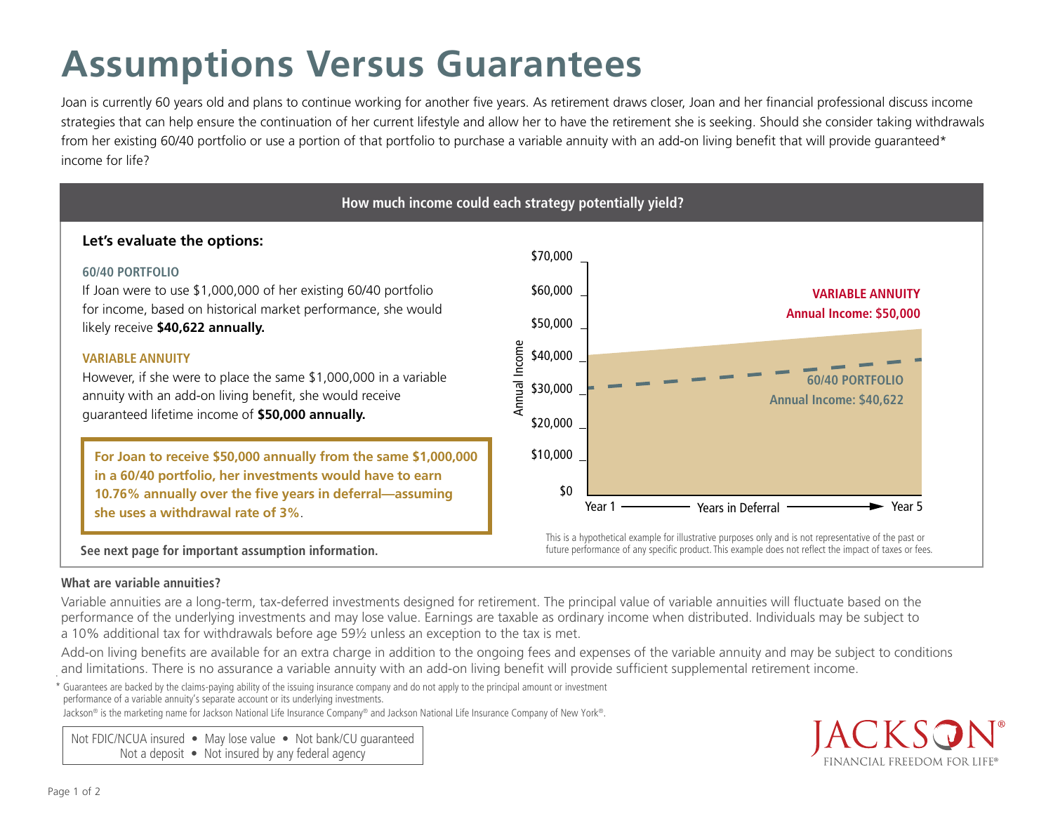# Assumptions Versus Guarantees

Joan is currently 60 years old and plans to continue working for another five years. As retirement draws closer, Joan and her financial professional discuss income strategies that can help ensure the continuation of her current lifestyle and allow her to have the retirement she is seeking. Should she consider taking withdrawals from her existing 60/40 portfolio or use a portion of that portfolio to purchase a variable annuity with an add-on living benefit that will provide guaranteed* income for life?

## How much income could each strategy potentially yield?

### Let's evaluate the options:

**60/40 PORTFOLIO**

If Joan were to use $1,000,000 of her existing 60/40 portfolio for income, based on historical market performance, she would likely receive **$40,622 annually.**

**VARIABLE ANNUITY**

However, if she were to place the same $1,000,000 in a variable annuity with an add-on living benefit, she would receive guaranteed lifetime income of **$50,000 annually.**

**For Joan to receive $50,000 annually from the same $1,000,000 in a 60/40 portfolio, her investments would have to earn 10.76% annually over the five years in deferral—assuming she uses a withdrawal rate of 3%**.

**See next page for important assumption information.**

Annual Income ($0 – $70,000) vs. Years in Deferral (Year 1 → Year 5)

**VARIABLE ANNUITY**
**Annual Income: $50,000**

**60/40 PORTFOLIO**
**Annual Income: $40,622**

This is a hypothetical example for illustrative purposes only and is not representative of the past or future performance of any specific product. This example does not reflect the impact of taxes or fees.

**What are variable annuities?**

Variable annuities are a long-term, tax-deferred investments designed for retirement. The principal value of variable annuities will fluctuate based on the performance of the underlying investments and may lose value. Earnings are taxable as ordinary income when distributed. Individuals may be subject to a 10% additional tax for withdrawals before age 59½ unless an exception to the tax is met.

Add-on living benefits are available for an extra charge in addition to the ongoing fees and expenses of the variable annuity and may be subject to conditions and limitations. There is no assurance a variable annuity with an add-on living benefit will provide sufficient supplemental retirement income.

\* Guarantees are backed by the claims-paying ability of the issuing insurance company and do not apply to the principal amount or investment performance of a variable annuity's separate account or its underlying investments.

Jackson® is the marketing name for Jackson National Life Insurance Company® and Jackson National Life Insurance Company of New York®.

Not FDIC/NCUA insured • May lose value • Not bank/CU guaranteed
Not a deposit • Not insured by any federal agency

JACKSON® FINANCIAL FREEDOM FOR LIFE®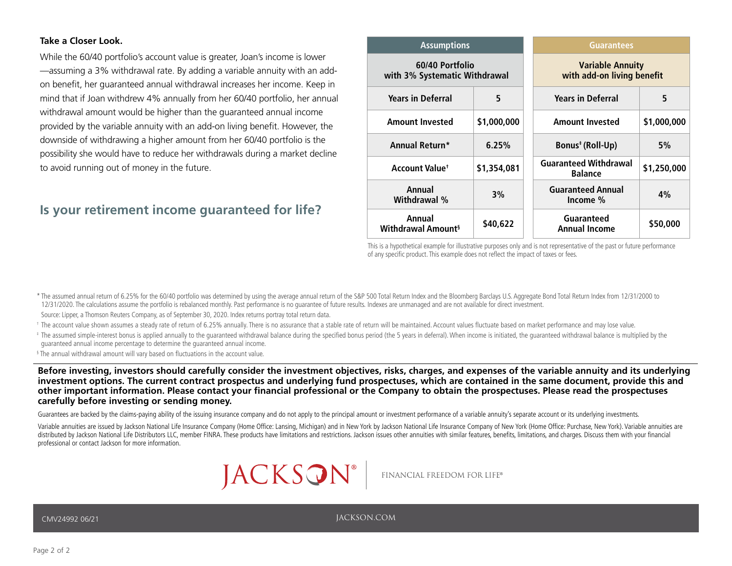**Take a Closer Look.**

While the 60/40 portfolio's account value is greater, Joan's income is lower —assuming a 3% withdrawal rate. By adding a variable annuity with an add-on benefit, her guaranteed annual withdrawal increases her income. Keep in mind that if Joan withdrew 4% annually from her 60/40 portfolio, her annual withdrawal amount would be higher than the guaranteed annual income provided by the variable annuity with an add-on living benefit. However, the downside of withdrawing a higher amount from her 60/40 portfolio is the possibility she would have to reduce her withdrawals during a market decline to avoid running out of money in the future.

## Is your retirement income guaranteed for life?

| Assumptions | | Guarantees | |
|---|---|---|---|
| 60/40 Portfolio with 3% Systematic Withdrawal | | Variable Annuity with add-on living benefit | |
| Years in Deferral | 5 | Years in Deferral | 5 |
| Amount Invested | $1,000,000 | Amount Invested | $1,000,000 |
| Annual Return* | 6.25% | Bonus‡ (Roll-Up) | 5% |
| Account Value† | $1,354,081 | Guaranteed Withdrawal Balance | $1,250,000 |
| Annual Withdrawal % | 3% | Guaranteed Annual Income % | 4% |
| Annual Withdrawal Amount§ | $40,622 | Guaranteed Annual Income | $50,000 |

This is a hypothetical example for illustrative purposes only and is not representative of the past or future performance of any specific product. This example does not reflect the impact of taxes or fees.

\* The assumed annual return of 6.25% for the 60/40 portfolio was determined by using the average annual return of the S&P 500 Total Return Index and the Bloomberg Barclays U.S. Aggregate Bond Total Return Index from 12/31/2000 to 12/31/2020. The calculations assume the portfolio is rebalanced monthly. Past performance is no guarantee of future results. Indexes are unmanaged and are not available for direct investment.

Source: Lipper, a Thomson Reuters Company, as of September 30, 2020. Index returns portray total return data.

† The account value shown assumes a steady rate of return of 6.25% annually. There is no assurance that a stable rate of return will be maintained. Account values fluctuate based on market performance and may lose value.

‡ The assumed simple-interest bonus is applied annually to the guaranteed withdrawal balance during the specified bonus period (the 5 years in deferral). When income is initiated, the guaranteed withdrawal balance is multiplied by the guaranteed annual income percentage to determine the guaranteed annual income.

§ The annual withdrawal amount will vary based on fluctuations in the account value.

**Before investing, investors should carefully consider the investment objectives, risks, charges, and expenses of the variable annuity and its underlying investment options. The current contract prospectus and underlying fund prospectuses, which are contained in the same document, provide this and other important information. Please contact your financial professional or the Company to obtain the prospectuses. Please read the prospectuses carefully before investing or sending money.**

Guarantees are backed by the claims-paying ability of the issuing insurance company and do not apply to the principal amount or investment performance of a variable annuity's separate account or its underlying investments.

Variable annuities are issued by Jackson National Life Insurance Company (Home Office: Lansing, Michigan) and in New York by Jackson National Life Insurance Company of New York (Home Office: Purchase, New York). Variable annuities are distributed by Jackson National Life Distributors LLC, member FINRA. These products have limitations and restrictions. Jackson issues other annuities with similar features, benefits, limitations, and charges. Discuss them with your financial professional or contact Jackson for more information.

JACKSON® | FINANCIAL FREEDOM FOR LIFE®

CMV24992 06/21

JACKSON.COM